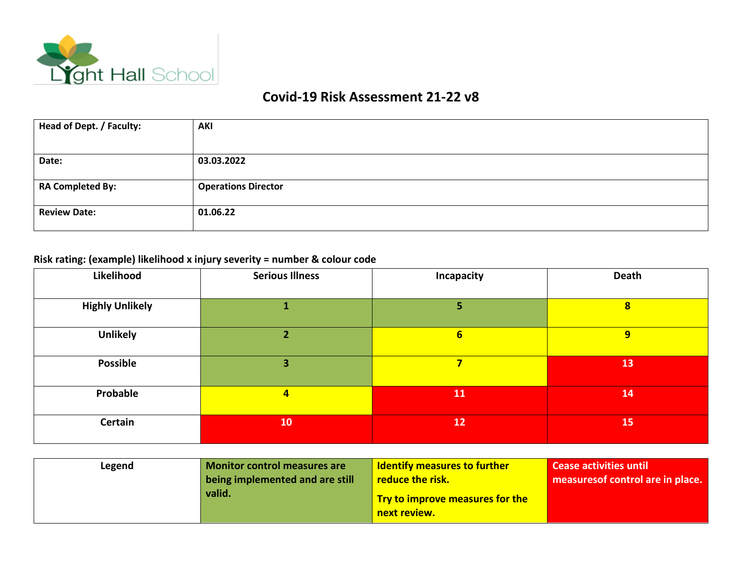# Covid-19 Risk Assessment 21-22 v8

| Head of Dept. / Faculty: | AKI |
|---|---|
| Date: | 03.03.2022 |
| RA Completed By: | Operations Director |
| Review Date: | 01.06.22 |

**Risk rating: (example) likelihood x injury severity = number & colour code**

| Likelihood | Serious Illness | Incapacity | Death |
|---|---|---|---|
| Highly Unlikely | 1 | 5 | 8 |
| Unlikely | 2 | 6 | 9 |
| Possible | 3 | 7 | 13 |
| Probable | 4 | 11 | 14 |
| Certain | 10 | 12 | 15 |

| Legend | Monitor control measures are being implemented and are still valid. | Identify measures to further reduce the risk. Try to improve measures for the next review. | Cease activities until measuresof control are in place. |
|---|---|---|---|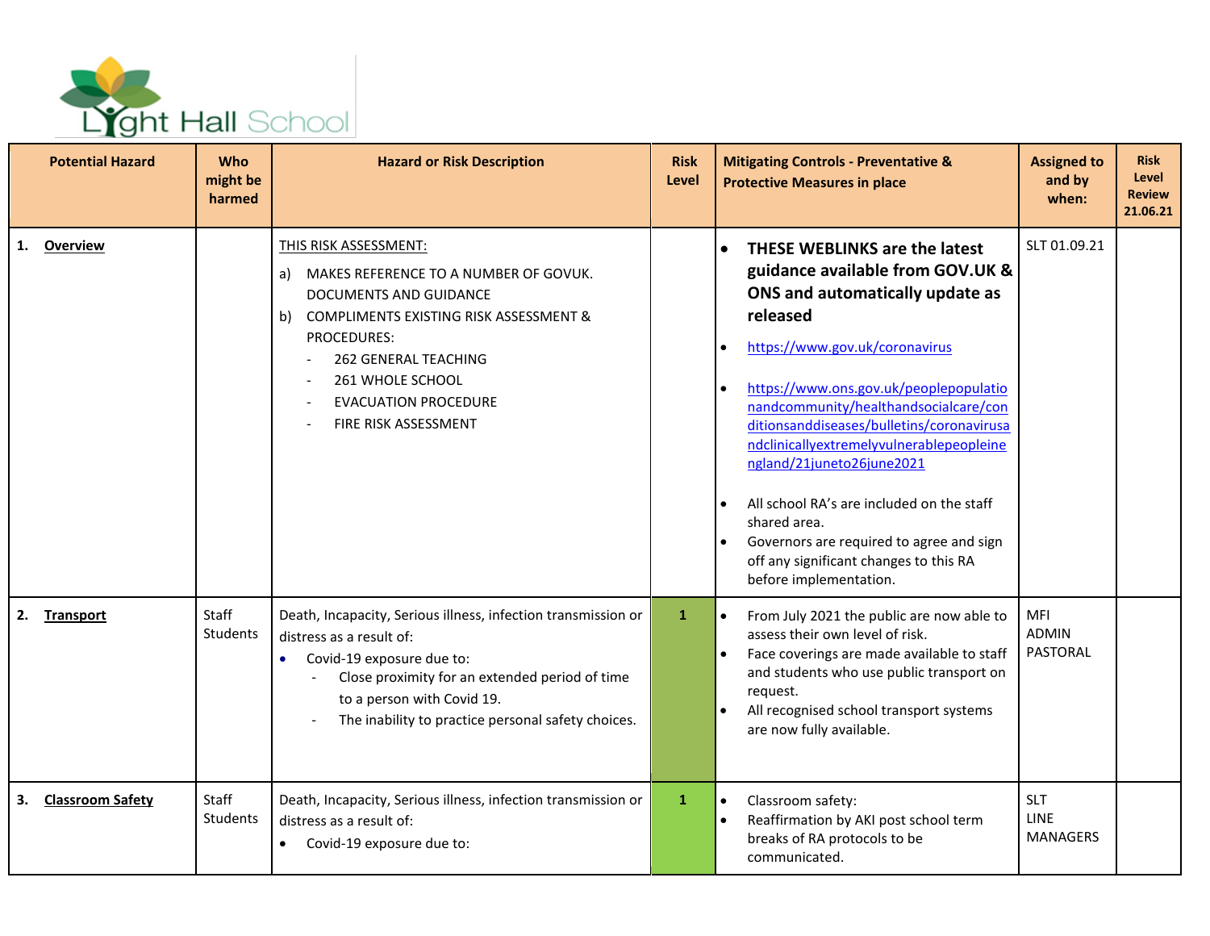Lyght Hall School

| Potential Hazard | Who might be harmed | Hazard or Risk Description | Risk Level | Mitigating Controls - Preventative & Protective Measures in place | Assigned to and by when: | Risk Level Review 21.06.21 |
|---|---|---|---|---|---|---|
| 1. **Overview** | | THIS RISK ASSESSMENT:<br>a) MAKES REFERENCE TO A NUMBER OF GOVUK. DOCUMENTS AND GUIDANCE<br>b) COMPLIMENTS EXISTING RISK ASSESSMENT & PROCEDURES:<br>- 262 GENERAL TEACHING<br>- 261 WHOLE SCHOOL<br>- EVACUATION PROCEDURE<br>- FIRE RISK ASSESSMENT | | • **THESE WEBLINKS are the latest guidance available from GOV.UK & ONS and automatically update as released**<br>• https://www.gov.uk/coronavirus<br>• https://www.ons.gov.uk/peoplepopulationandcommunity/healthandsocialcare/conditionsanddiseases/bulletins/coronavirusandclinicallyextremelyvulnerablepeopleinengland/21juneto26june2021<br>• All school RA's are included on the staff shared area.<br>• Governors are required to agree and sign off any significant changes to this RA before implementation. | SLT 01.09.21 | |
| 2. **Transport** | Staff<br>Students | Death, Incapacity, Serious illness, infection transmission or distress as a result of:<br>• Covid-19 exposure due to:<br>- Close proximity for an extended period of time to a person with Covid 19.<br>- The inability to practice personal safety choices. | 1 | • From July 2021 the public are now able to assess their own level of risk.<br>• Face coverings are made available to staff and students who use public transport on request.<br>• All recognised school transport systems are now fully available. | MFI<br>ADMIN<br>PASTORAL | |
| 3. **Classroom Safety** | Staff<br>Students | Death, Incapacity, Serious illness, infection transmission or distress as a result of:<br>• Covid-19 exposure due to: | 1 | • Classroom safety:<br>• Reaffirmation by AKI post school term breaks of RA protocols to be communicated. | SLT<br>LINE MANAGERS | |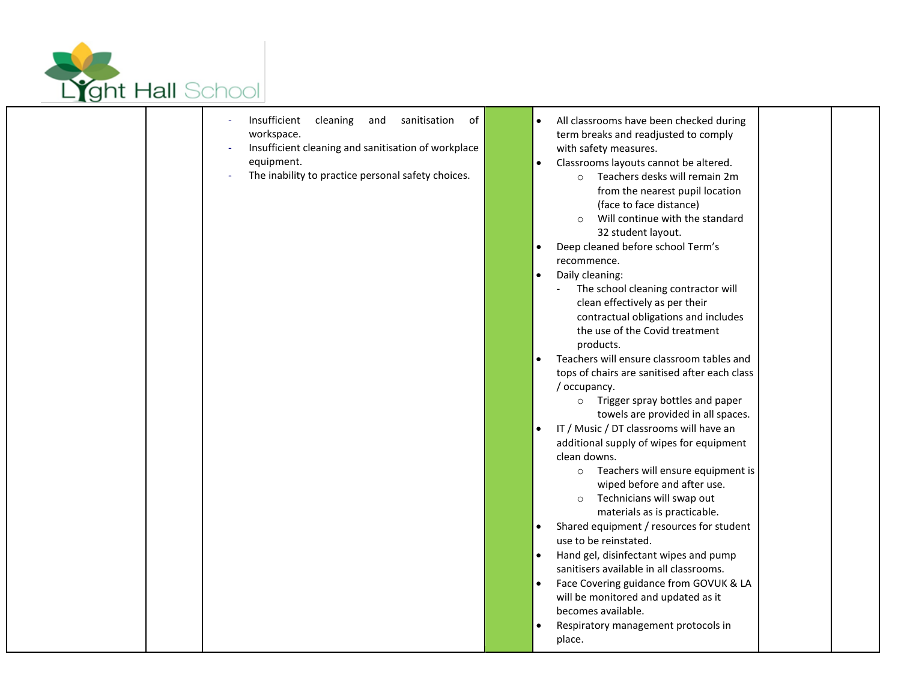| | | | | | | |
|---|---|---|---|---|---|---|
| | | - Insufficient cleaning and sanitisation of workspace.<br>- Insufficient cleaning and sanitisation of workplace equipment.<br>- The inability to practice personal safety choices. | | • All classrooms have been checked during term breaks and readjusted to comply with safety measures.<br>• Classrooms layouts cannot be altered.<br>  ○ Teachers desks will remain 2m from the nearest pupil location (face to face distance)<br>  ○ Will continue with the standard 32 student layout.<br>• Deep cleaned before school Term's recommence.<br>• Daily cleaning:<br>  - The school cleaning contractor will clean effectively as per their contractual obligations and includes the use of the Covid treatment products.<br>• Teachers will ensure classroom tables and tops of chairs are sanitised after each class / occupancy.<br>  ○ Trigger spray bottles and paper towels are provided in all spaces.<br>• IT / Music / DT classrooms will have an additional supply of wipes for equipment clean downs.<br>  ○ Teachers will ensure equipment is wiped before and after use.<br>  ○ Technicians will swap out materials as is practicable.<br>• Shared equipment / resources for student use to be reinstated.<br>• Hand gel, disinfectant wipes and pump sanitisers available in all classrooms.<br>• Face Covering guidance from GOVUK & LA will be monitored and updated as it becomes available.<br>• Respiratory management protocols in place. | | |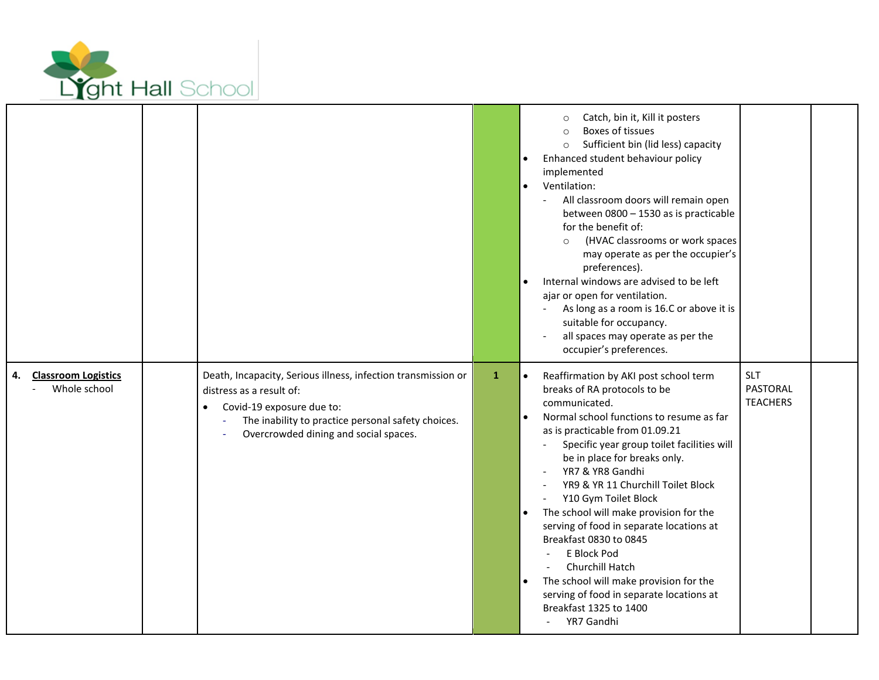| | | | | | | |
|---|---|---|---|---|---|---|
| | | | | ○ Catch, bin it, Kill it posters<br>○ Boxes of tissues<br>○ Sufficient bin (lid less) capacity<br>• Enhanced student behaviour policy implemented<br>• Ventilation:<br>- All classroom doors will remain open between 0800 – 1530 as is practicable for the benefit of:<br>○ (HVAC classrooms or work spaces may operate as per the occupier's preferences).<br>• Internal windows are advised to be left ajar or open for ventilation.<br>- As long as a room is 16.C or above it is suitable for occupancy.<br>- all spaces may operate as per the occupier's preferences. | | |
| **4. Classroom Logistics**<br>- Whole school | | Death, Incapacity, Serious illness, infection transmission or distress as a result of:<br>• Covid-19 exposure due to:<br>- The inability to practice personal safety choices.<br>- Overcrowded dining and social spaces. | 1 | • Reaffirmation by AKI post school term breaks of RA protocols to be communicated.<br>• Normal school functions to resume as far as is practicable from 01.09.21<br>- Specific year group toilet facilities will be in place for breaks only.<br>- YR7 & YR8 Gandhi<br>- YR9 & YR 11 Churchill Toilet Block<br>- Y10 Gym Toilet Block<br>• The school will make provision for the serving of food in separate locations at Breakfast 0830 to 0845<br>- E Block Pod<br>- Churchill Hatch<br>• The school will make provision for the serving of food in separate locations at Breakfast 1325 to 1400<br>- YR7 Gandhi | SLT<br>PASTORAL<br>TEACHERS | |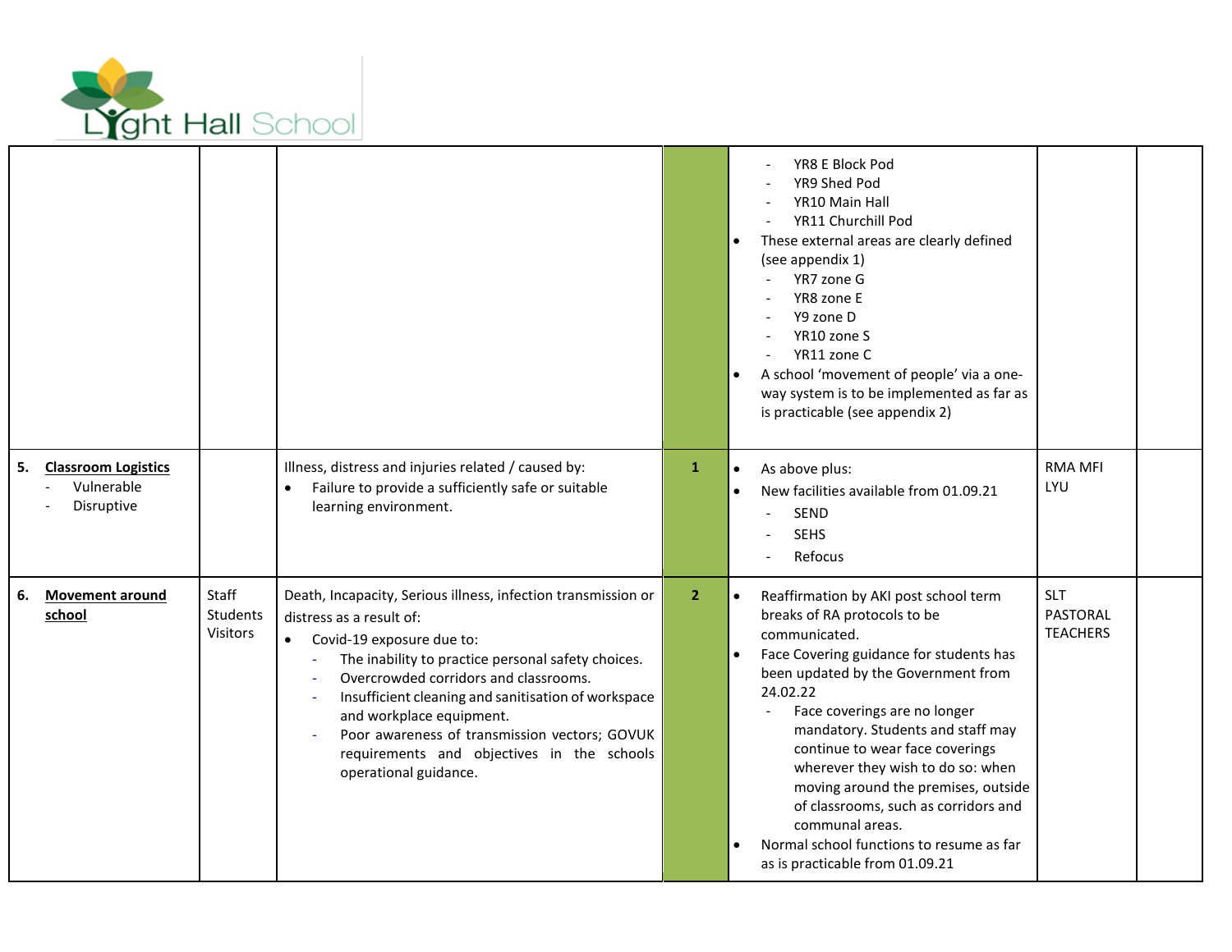| | | | | | | |
|---|---|---|---|---|---|---|
| | | | | - YR8 E Block Pod<br>- YR9 Shed Pod<br>- YR10 Main Hall<br>- YR11 Churchill Pod<br>• These external areas are clearly defined (see appendix 1)<br>- YR7 zone G<br>- YR8 zone E<br>- Y9 zone D<br>- YR10 zone S<br>- YR11 zone C<br>• A school 'movement of people' via a one-way system is to be implemented as far as is practicable (see appendix 2) | | |
| **5. Classroom Logistics**<br>- Vulnerable<br>- Disruptive | | Illness, distress and injuries related / caused by:<br>• Failure to provide a sufficiently safe or suitable learning environment. | **1** | • As above plus:<br>• New facilities available from 01.09.21<br>- SEND<br>- SEHS<br>- Refocus | RMA MFI LYU | |
| **6. Movement around school** | Staff<br>Students<br>Visitors | Death, Incapacity, Serious illness, infection transmission or distress as a result of:<br>• Covid-19 exposure due to:<br>- The inability to practice personal safety choices.<br>- Overcrowded corridors and classrooms.<br>- Insufficient cleaning and sanitisation of workspace and workplace equipment.<br>- Poor awareness of transmission vectors; GOVUK requirements and objectives in the schools operational guidance. | **2** | • Reaffirmation by AKI post school term breaks of RA protocols to be communicated.<br>• Face Covering guidance for students has been updated by the Government from 24.02.22<br>- Face coverings are no longer mandatory. Students and staff may continue to wear face coverings wherever they wish to do so: when moving around the premises, outside of classrooms, such as corridors and communal areas.<br>• Normal school functions to resume as far as is practicable from 01.09.21 | SLT<br>PASTORAL<br>TEACHERS | |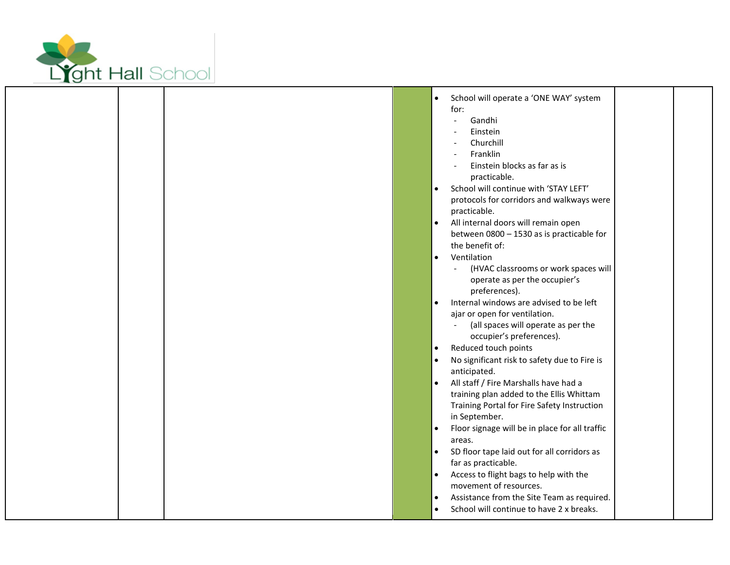| | | | | | | |
|---|---|---|---|---|---|---|
| | | | | • School will operate a 'ONE WAY' system for:<br>- Gandhi<br>- Einstein<br>- Churchill<br>- Franklin<br>- Einstein blocks as far as is practicable.<br>• School will continue with 'STAY LEFT' protocols for corridors and walkways were practicable.<br>• All internal doors will remain open between 0800 – 1530 as is practicable for the benefit of:<br>• Ventilation<br>- (HVAC classrooms or work spaces will operate as per the occupier's preferences).<br>• Internal windows are advised to be left ajar or open for ventilation.<br>- (all spaces will operate as per the occupier's preferences).<br>• Reduced touch points<br>• No significant risk to safety due to Fire is anticipated.<br>• All staff / Fire Marshalls have had a training plan added to the Ellis Whittam Training Portal for Fire Safety Instruction in September.<br>• Floor signage will be in place for all traffic areas.<br>• SD floor tape laid out for all corridors as far as practicable.<br>• Access to flight bags to help with the movement of resources.<br>• Assistance from the Site Team as required.<br>• School will continue to have 2 x breaks. | | |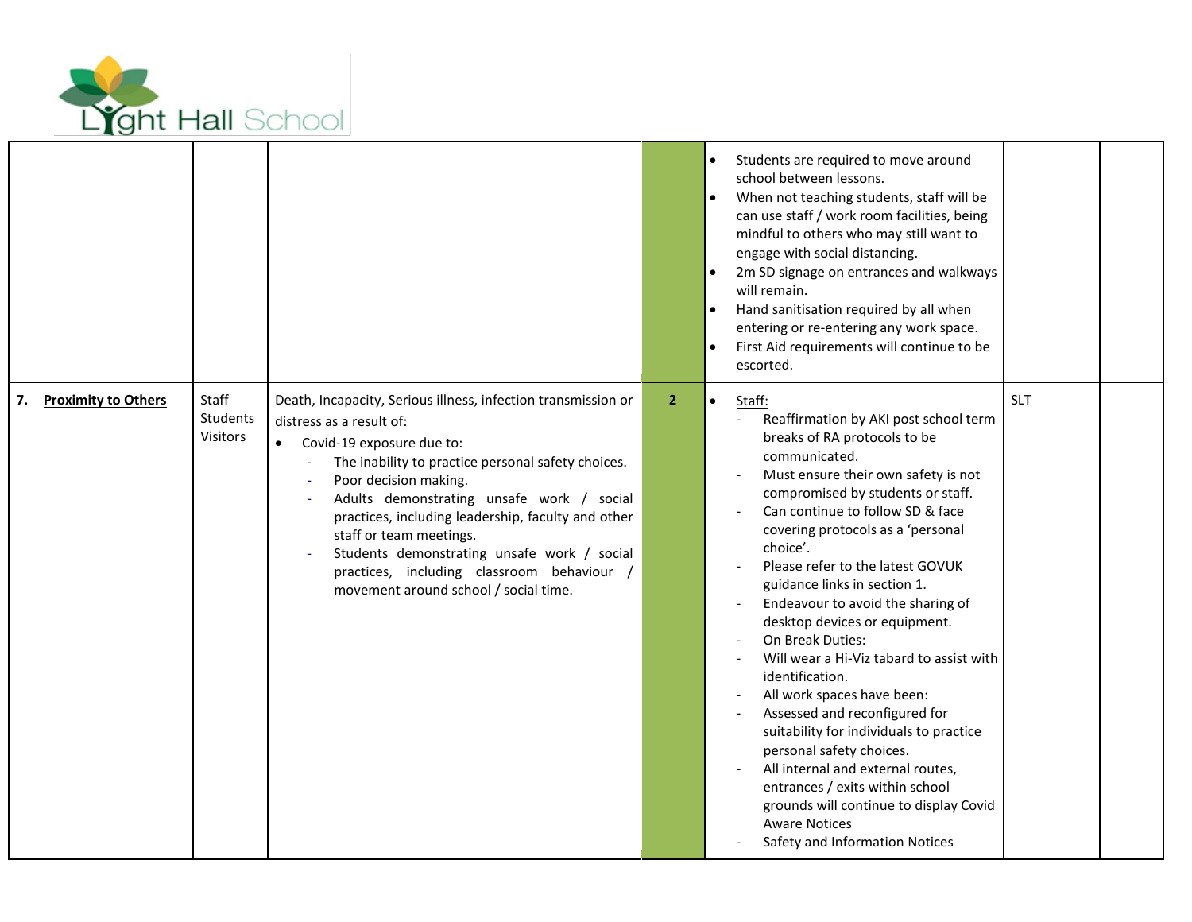| | | | | | | |
|---|---|---|---|---|---|---|
| | | | | • Students are required to move around school between lessons.<br>• When not teaching students, staff will be can use staff / work room facilities, being mindful to others who may still want to engage with social distancing.<br>• 2m SD signage on entrances and walkways will remain.<br>• Hand sanitisation required by all when entering or re-entering any work space.<br>• First Aid requirements will continue to be escorted. | | |
| 7. **Proximity to Others** | Staff<br>Students<br>Visitors | Death, Incapacity, Serious illness, infection transmission or distress as a result of:<br>• Covid-19 exposure due to:<br>- The inability to practice personal safety choices.<br>- Poor decision making.<br>- Adults demonstrating unsafe work / social practices, including leadership, faculty and other staff or team meetings.<br>- Students demonstrating unsafe work / social practices, including classroom behaviour / movement around school / social time. | **2** | • Staff:<br>- Reaffirmation by AKI post school term breaks of RA protocols to be communicated.<br>- Must ensure their own safety is not compromised by students or staff.<br>- Can continue to follow SD & face covering protocols as a 'personal choice'.<br>- Please refer to the latest GOVUK guidance links in section 1.<br>- Endeavour to avoid the sharing of desktop devices or equipment.<br>- On Break Duties:<br>- Will wear a Hi-Viz tabard to assist with identification.<br>- All work spaces have been:<br>- Assessed and reconfigured for suitability for individuals to practice personal safety choices.<br>- All internal and external routes, entrances / exits within school grounds will continue to display Covid Aware Notices<br>- Safety and Information Notices | SLT | |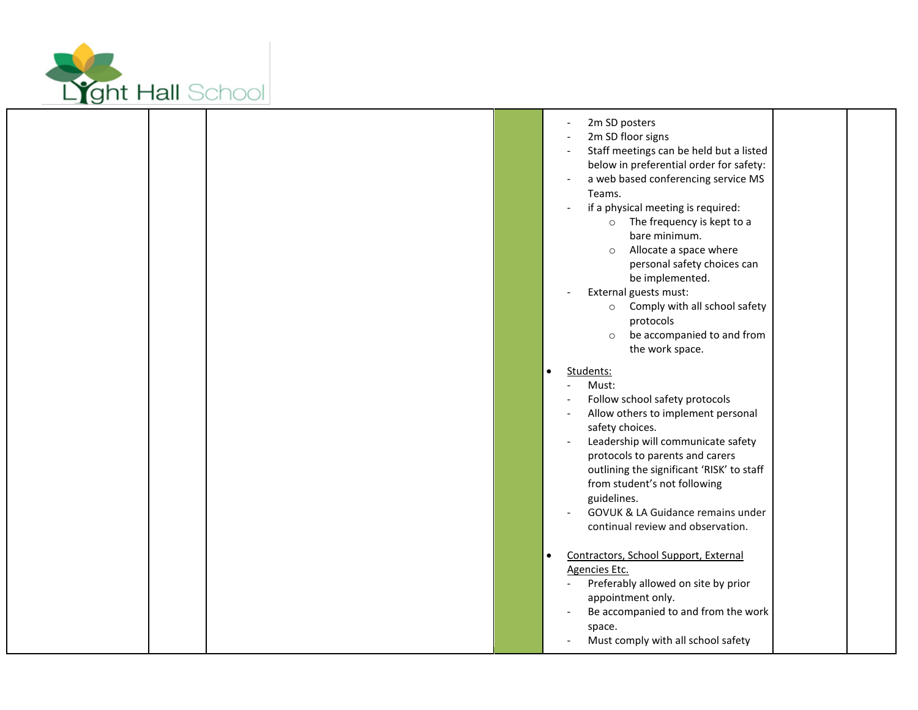| | | | | - 2m SD posters<br>- 2m SD floor signs<br>- Staff meetings can be held but a listed below in preferential order for safety:<br>- a web based conferencing service MS Teams.<br>- if a physical meeting is required:<br>  ○ The frequency is kept to a bare minimum.<br>  ○ Allocate a space where personal safety choices can be implemented.<br>- External guests must:<br>  ○ Comply with all school safety protocols<br>  ○ be accompanied to and from the work space.<br><br>• <u>Students:</u><br>- Must:<br>- Follow school safety protocols<br>- Allow others to implement personal safety choices.<br>- Leadership will communicate safety protocols to parents and carers outlining the significant 'RISK' to staff from student's not following guidelines.<br>- GOVUK & LA Guidance remains under continual review and observation.<br><br>• <u>Contractors, School Support, External Agencies Etc.</u><br>- Preferably allowed on site by prior appointment only.<br>- Be accompanied to and from the work space.<br>- Must comply with all school safety | | |
|---|---|---|---|---|---|---|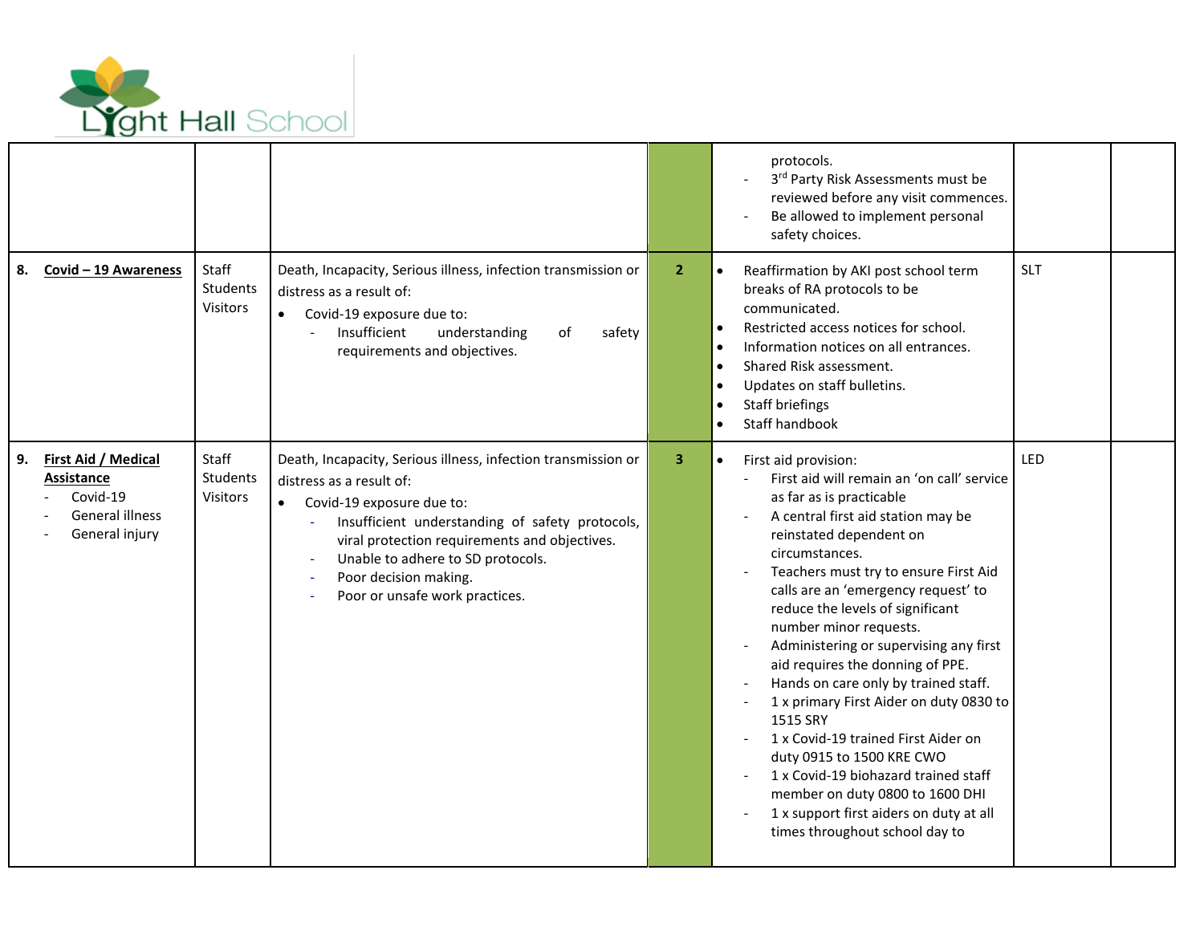| | | | | | | |
|---|---|---|---|---|---|---|
| | | | | - protocols.<br>- 3rd Party Risk Assessments must be reviewed before any visit commences.<br>- Be allowed to implement personal safety choices. | | |
| **8. Covid – 19 Awareness** | Staff<br>Students<br>Visitors | Death, Incapacity, Serious illness, infection transmission or distress as a result of:<br>• Covid-19 exposure due to:<br>  - Insufficient understanding of safety requirements and objectives. | 2 | • Reaffirmation by AKI post school term breaks of RA protocols to be communicated.<br>• Restricted access notices for school.<br>• Information notices on all entrances.<br>• Shared Risk assessment.<br>• Updates on staff bulletins.<br>• Staff briefings<br>• Staff handbook | SLT | |
| **9. First Aid / Medical Assistance**<br>- Covid-19<br>- General illness<br>- General injury | Staff<br>Students<br>Visitors | Death, Incapacity, Serious illness, infection transmission or distress as a result of:<br>• Covid-19 exposure due to:<br>  - Insufficient understanding of safety protocols, viral protection requirements and objectives.<br>  - Unable to adhere to SD protocols.<br>  - Poor decision making.<br>  - Poor or unsafe work practices. | 3 | • First aid provision:<br>  - First aid will remain an 'on call' service as far as is practicable<br>  - A central first aid station may be reinstated dependent on circumstances.<br>  - Teachers must try to ensure First Aid calls are an 'emergency request' to reduce the levels of significant number minor requests.<br>  - Administering or supervising any first aid requires the donning of PPE.<br>  - Hands on care only by trained staff.<br>  - 1 x primary First Aider on duty 0830 to 1515 SRY<br>  - 1 x Covid-19 trained First Aider on duty 0915 to 1500 KRE CWO<br>  - 1 x Covid-19 biohazard trained staff member on duty 0800 to 1600 DHI<br>  - 1 x support first aiders on duty at all times throughout school day to | LED | |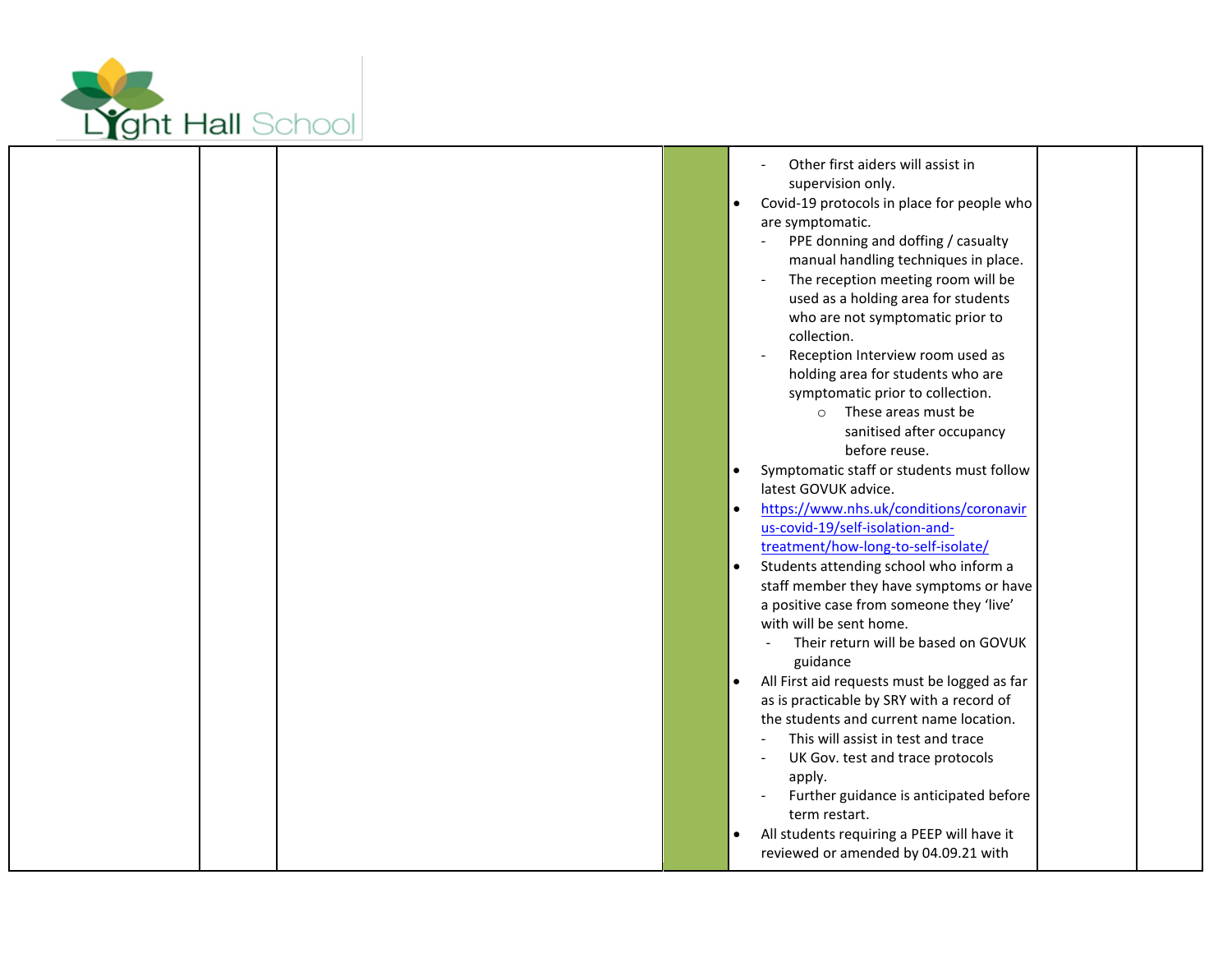| | | | | | | |
|---|---|---|---|---|---|---|
| | | | | - Other first aiders will assist in supervision only.<br>• Covid-19 protocols in place for people who are symptomatic.<br>  - PPE donning and doffing / casualty manual handling techniques in place.<br>  - The reception meeting room will be used as a holding area for students who are not symptomatic prior to collection.<br>  - Reception Interview room used as holding area for students who are symptomatic prior to collection.<br>    ○ These areas must be sanitised after occupancy before reuse.<br>• Symptomatic staff or students must follow latest GOVUK advice.<br>• https://www.nhs.uk/conditions/coronavirus-covid-19/self-isolation-and-treatment/how-long-to-self-isolate/<br>• Students attending school who inform a staff member they have symptoms or have a positive case from someone they 'live' with will be sent home.<br>  - Their return will be based on GOVUK guidance<br>• All First aid requests must be logged as far as is practicable by SRY with a record of the students and current name location.<br>  - This will assist in test and trace<br>  - UK Gov. test and trace protocols apply.<br>  - Further guidance is anticipated before term restart.<br>• All students requiring a PEEP will have it reviewed or amended by 04.09.21 with | | |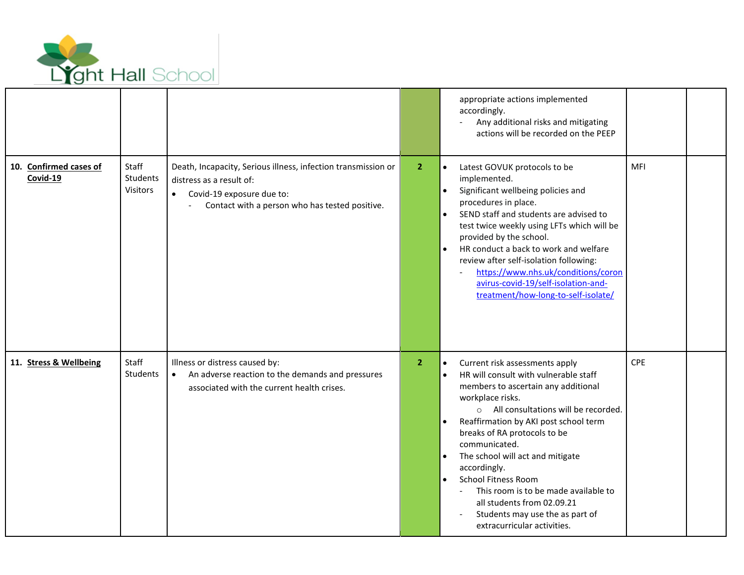| | | | | | | |
|---|---|---|---|---|---|---|
| | | | | appropriate actions implemented accordingly.<br>- Any additional risks and mitigating actions will be recorded on the PEEP | | |
| **10. Confirmed cases of Covid-19** | Staff<br>Students<br>Visitors | Death, Incapacity, Serious illness, infection transmission or distress as a result of:<br>• Covid-19 exposure due to:<br>- Contact with a person who has tested positive. | 2 | • Latest GOVUK protocols to be implemented.<br>• Significant wellbeing policies and procedures in place.<br>• SEND staff and students are advised to test twice weekly using LFTs which will be provided by the school.<br>• HR conduct a back to work and welfare review after self-isolation following:<br>- https://www.nhs.uk/conditions/coronavirus-covid-19/self-isolation-and-treatment/how-long-to-self-isolate/ | MFI | |
| **11. Stress & Wellbeing** | Staff<br>Students | Illness or distress caused by:<br>• An adverse reaction to the demands and pressures associated with the current health crises. | 2 | • Current risk assessments apply<br>• HR will consult with vulnerable staff members to ascertain any additional workplace risks.<br>○ All consultations will be recorded.<br>• Reaffirmation by AKI post school term breaks of RA protocols to be communicated.<br>• The school will act and mitigate accordingly.<br>• School Fitness Room<br>- This room is to be made available to all students from 02.09.21<br>- Students may use the as part of extracurricular activities. | CPE | |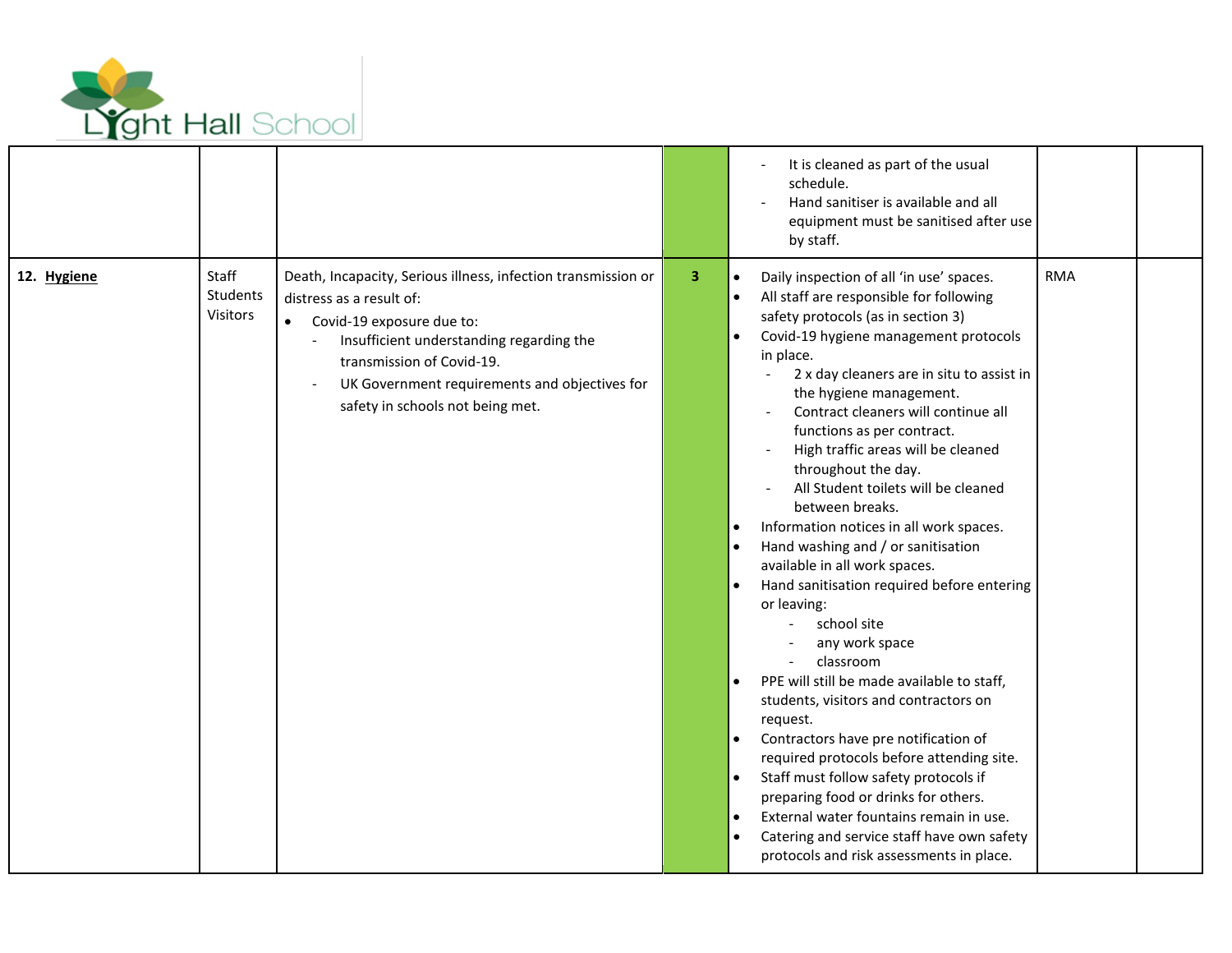| | | | | | | |
|---|---|---|---|---|---|---|
| | | | | - It is cleaned as part of the usual schedule.<br>- Hand sanitiser is available and all equipment must be sanitised after use by staff. | | |
| **12. Hygiene** | Staff<br>Students<br>Visitors | Death, Incapacity, Serious illness, infection transmission or distress as a result of:<br>• Covid-19 exposure due to:<br>- Insufficient understanding regarding the transmission of Covid-19.<br>- UK Government requirements and objectives for safety in schools not being met. | 3 | • Daily inspection of all 'in use' spaces.<br>• All staff are responsible for following safety protocols (as in section 3)<br>• Covid-19 hygiene management protocols in place.<br>- 2 x day cleaners are in situ to assist in the hygiene management.<br>- Contract cleaners will continue all functions as per contract.<br>- High traffic areas will be cleaned throughout the day.<br>- All Student toilets will be cleaned between breaks.<br>• Information notices in all work spaces.<br>• Hand washing and / or sanitisation available in all work spaces.<br>• Hand sanitisation required before entering or leaving:<br>- school site<br>- any work space<br>- classroom<br>• PPE will still be made available to staff, students, visitors and contractors on request.<br>• Contractors have pre notification of required protocols before attending site.<br>• Staff must follow safety protocols if preparing food or drinks for others.<br>• External water fountains remain in use.<br>• Catering and service staff have own safety protocols and risk assessments in place. | RMA | |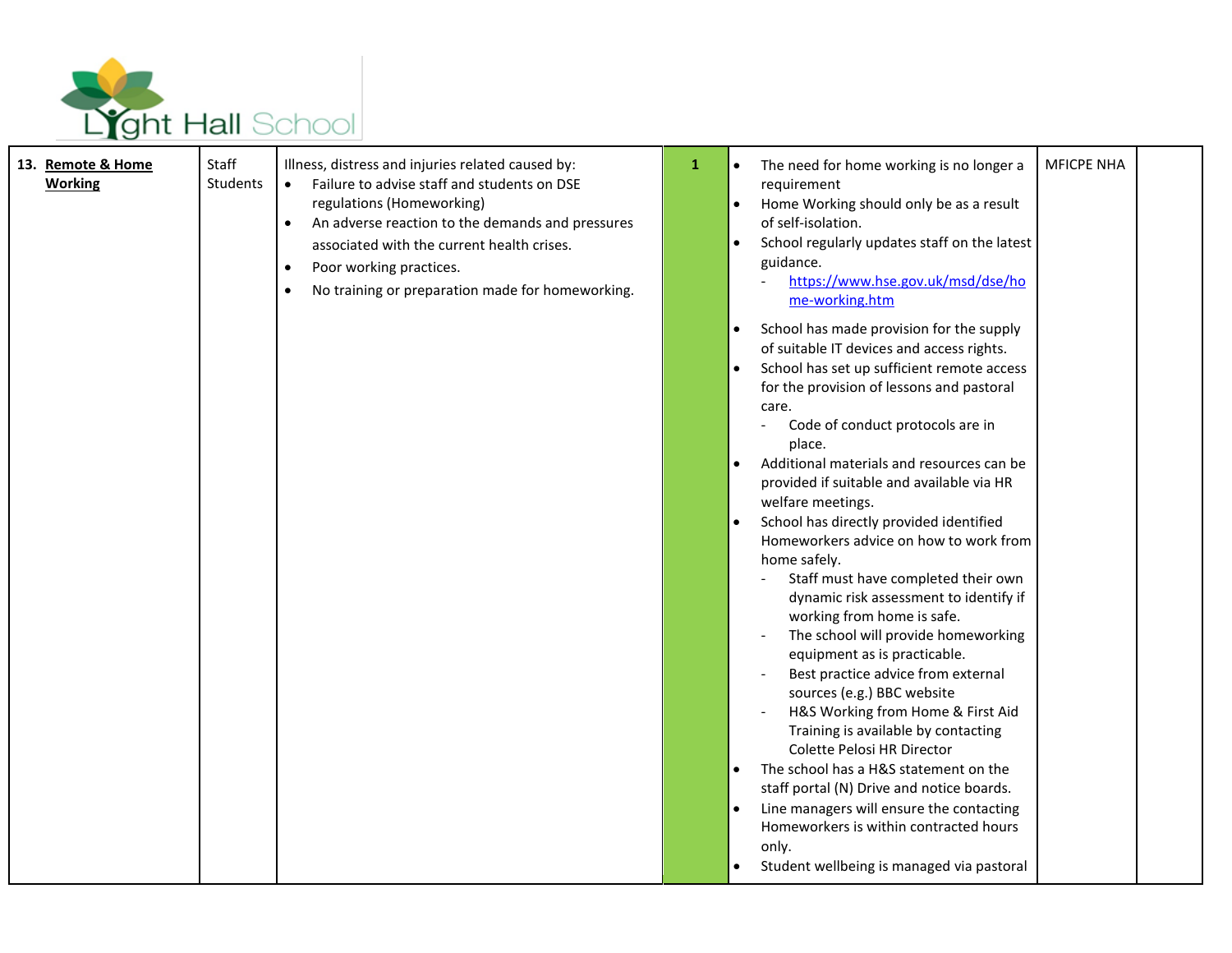| **13. Remote & Home Working** | Staff<br>Students | Illness, distress and injuries related caused by:<br>• Failure to advise staff and students on DSE regulations (Homeworking)<br>• An adverse reaction to the demands and pressures associated with the current health crises.<br>• Poor working practices.<br>• No training or preparation made for homeworking. | 1 | • The need for home working is no longer a requirement<br>• Home Working should only be as a result of self-isolation.<br>• School regularly updates staff on the latest guidance.<br>  - https://www.hse.gov.uk/msd/dse/home-working.htm<br>• School has made provision for the supply of suitable IT devices and access rights.<br>• School has set up sufficient remote access for the provision of lessons and pastoral care.<br>  - Code of conduct protocols are in place.<br>• Additional materials and resources can be provided if suitable and available via HR welfare meetings.<br>• School has directly provided identified Homeworkers advice on how to work from home safely.<br>  - Staff must have completed their own dynamic risk assessment to identify if working from home is safe.<br>  - The school will provide homeworking equipment as is practicable.<br>  - Best practice advice from external sources (e.g.) BBC website<br>  - H&S Working from Home & First Aid Training is available by contacting Colette Pelosi HR Director<br>• The school has a H&S statement on the staff portal (N) Drive and notice boards.<br>• Line managers will ensure the contacting Homeworkers is within contracted hours only.<br>• Student wellbeing is managed via pastoral | MFICPE NHA | |
|---|---|---|---|---|---|---|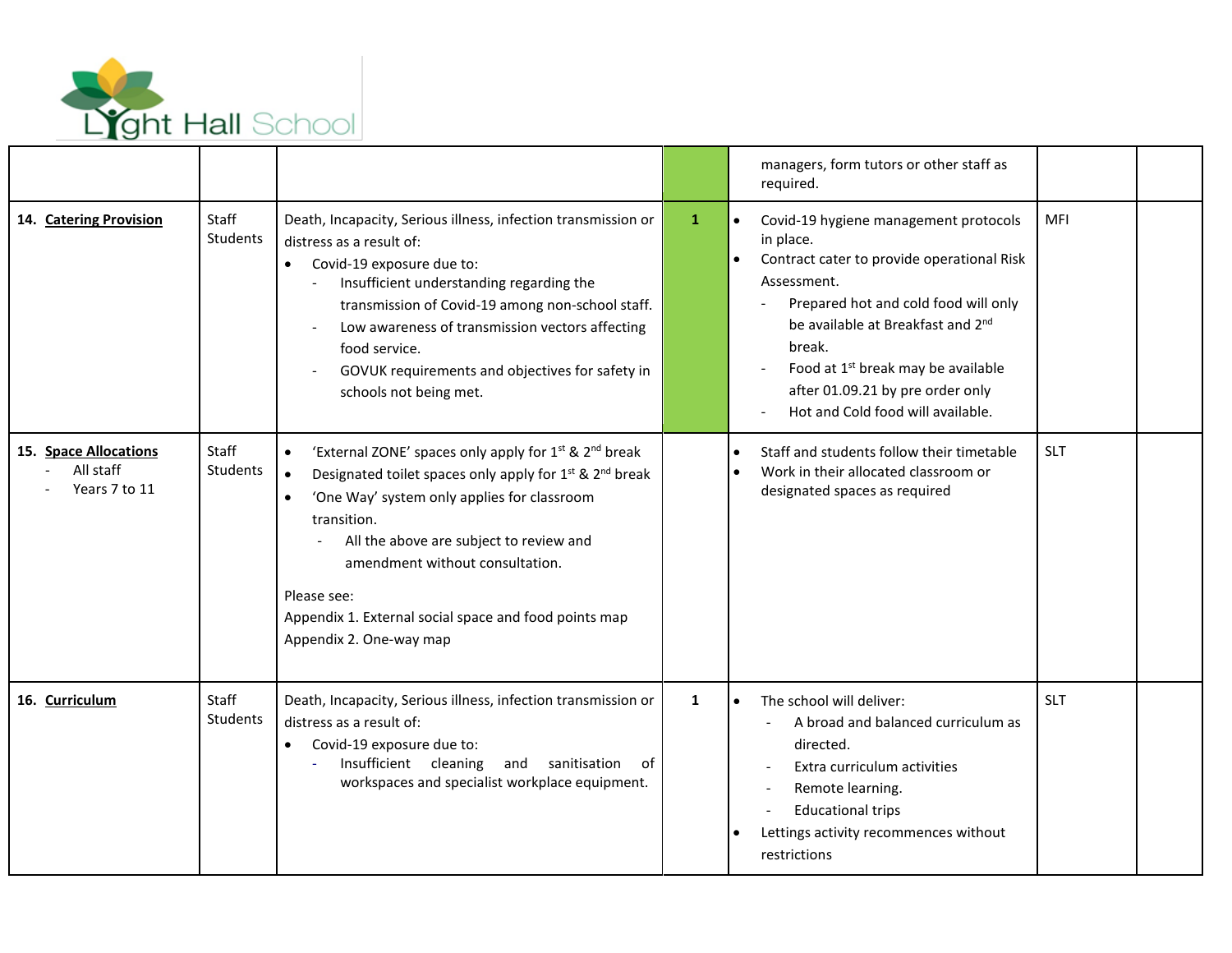| | | | | | | |
|---|---|---|---|---|---|---|
| | | | | managers, form tutors or other staff as required. | | |
| **14. Catering Provision** | Staff<br>Students | Death, Incapacity, Serious illness, infection transmission or distress as a result of:<br>• Covid-19 exposure due to:<br>- Insufficient understanding regarding the transmission of Covid-19 among non-school staff.<br>- Low awareness of transmission vectors affecting food service.<br>- GOVUK requirements and objectives for safety in schools not being met. | **1** | • Covid-19 hygiene management protocols in place.<br>• Contract cater to provide operational Risk Assessment.<br>- Prepared hot and cold food will only be available at Breakfast and 2nd break.<br>- Food at 1st break may be available after 01.09.21 by pre order only<br>- Hot and Cold food will available. | MFI | |
| **15. Space Allocations**<br>- All staff<br>- Years 7 to 11 | Staff<br>Students | • 'External ZONE' spaces only apply for 1st & 2nd break<br>• Designated toilet spaces only apply for 1st & 2nd break<br>• 'One Way' system only applies for classroom transition.<br>- All the above are subject to review and amendment without consultation.<br><br>Please see:<br>Appendix 1. External social space and food points map<br>Appendix 2. One-way map | | • Staff and students follow their timetable<br>• Work in their allocated classroom or designated spaces as required | SLT | |
| **16. Curriculum** | Staff<br>Students | Death, Incapacity, Serious illness, infection transmission or distress as a result of:<br>• Covid-19 exposure due to:<br>- Insufficient cleaning and sanitisation of workspaces and specialist workplace equipment. | 1 | • The school will deliver:<br>- A broad and balanced curriculum as directed.<br>- Extra curriculum activities<br>- Remote learning.<br>- Educational trips<br>• Lettings activity recommences without restrictions | SLT | |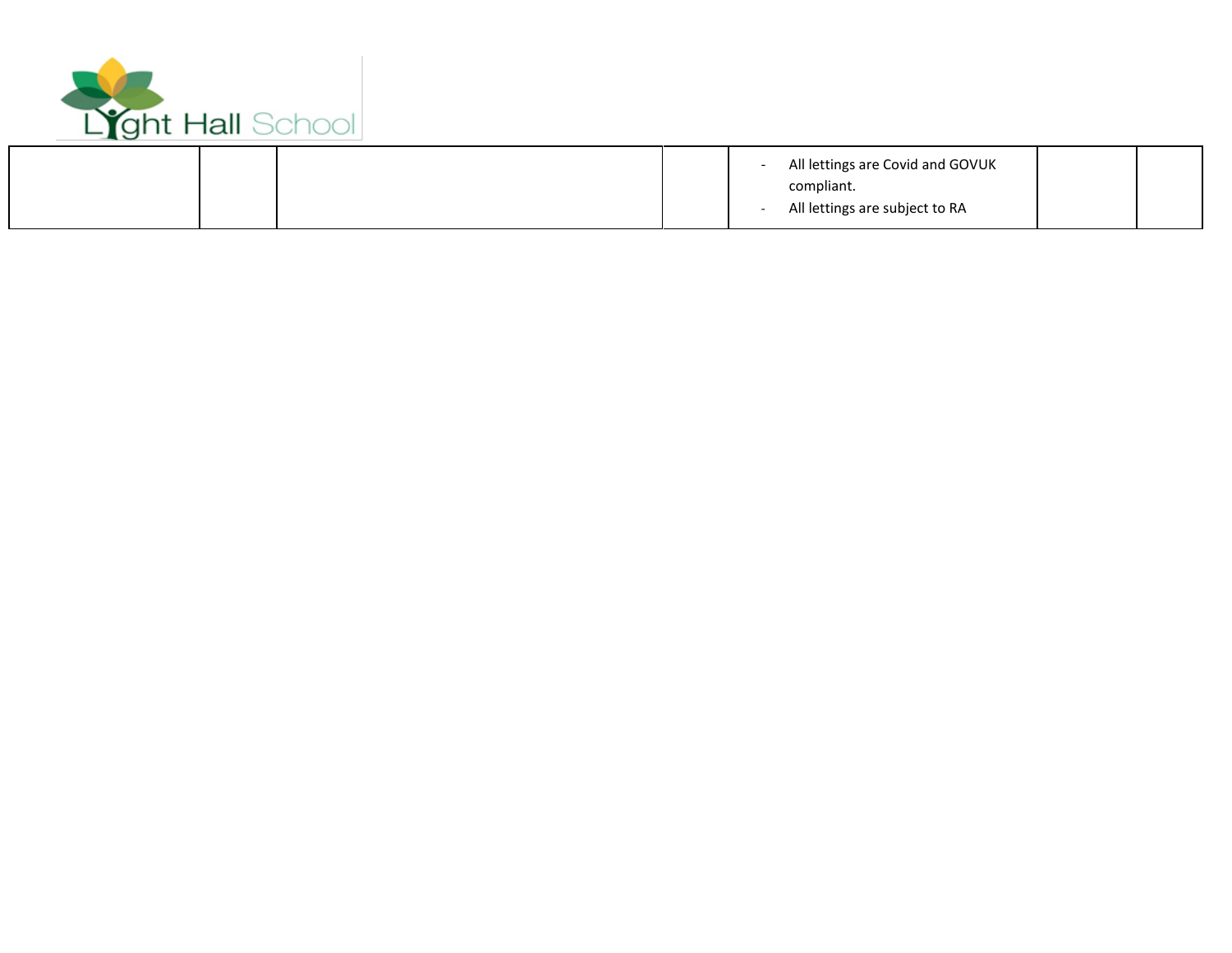| | | | | | | |
|---|---|---|---|---|---|---|
| | | | | - All lettings are Covid and GOVUK compliant.<br>- All lettings are subject to RA | | |